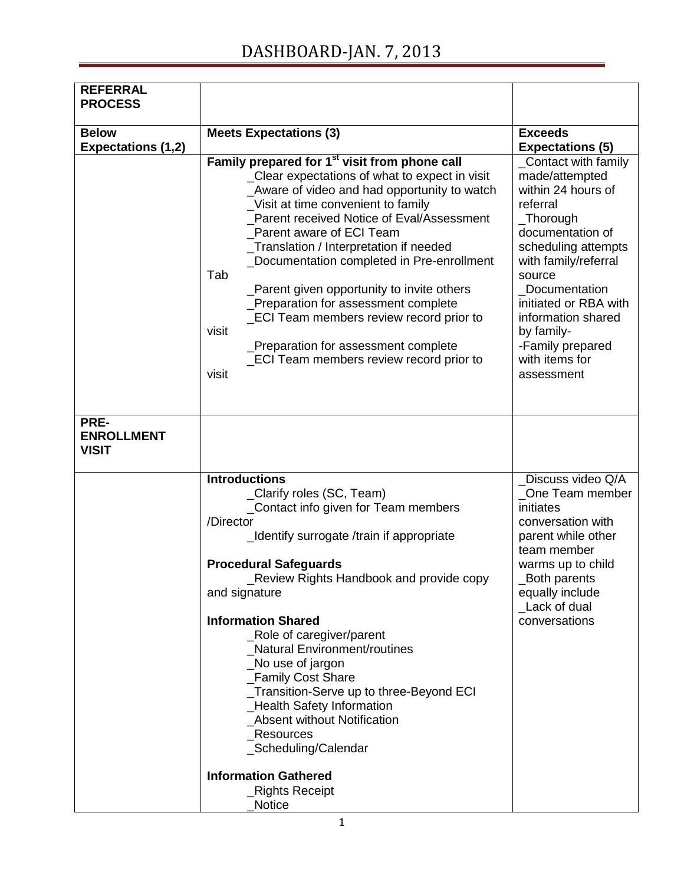# DASHBOARD-JAN. 7, 2013

| **REFERRAL PROCESS** | | |
|---|---|---|
| **Below Expectations (1,2)** | **Meets Expectations (3)** | **Exceeds Expectations (5)** |
| | **Family prepared for 1st visit from phone call**<br>_Clear expectations of what to expect in visit<br>_Aware of video and had opportunity to watch<br>_Visit at time convenient to family<br>_Parent received Notice of Eval/Assessment<br>_Parent aware of ECI Team<br>_Translation / Interpretation if needed<br>_Documentation completed in Pre-enrollment Tab<br>_Parent given opportunity to invite others<br>_Preparation for assessment complete<br>_ECI Team members review record prior to visit<br>_Preparation for assessment complete<br>_ECI Team members review record prior to visit | _Contact with family made/attempted within 24 hours of referral<br>_Thorough documentation of scheduling attempts with family/referral source<br>_Documentation initiated or RBA with information shared by family-<br>-Family prepared with items for assessment |
| **PRE-ENROLLMENT VISIT** | | |
| | **Introductions**<br>_Clarify roles (SC, Team)<br>_Contact info given for Team members /Director<br>_Identify surrogate /train if appropriate<br><br>**Procedural Safeguards**<br>_Review Rights Handbook and provide copy and signature<br><br>**Information Shared**<br>_Role of caregiver/parent<br>_Natural Environment/routines<br>_No use of jargon<br>_Family Cost Share<br>_Transition-Serve up to three-Beyond ECI<br>_Health Safety Information<br>_Absent without Notification<br>_Resources<br>_Scheduling/Calendar<br><br>**Information Gathered**<br>_Rights Receipt<br>_Notice | _Discuss video Q/A<br>_One Team member initiates conversation with parent while other team member warms up to child<br>_Both parents equally include<br>_Lack of dual conversations |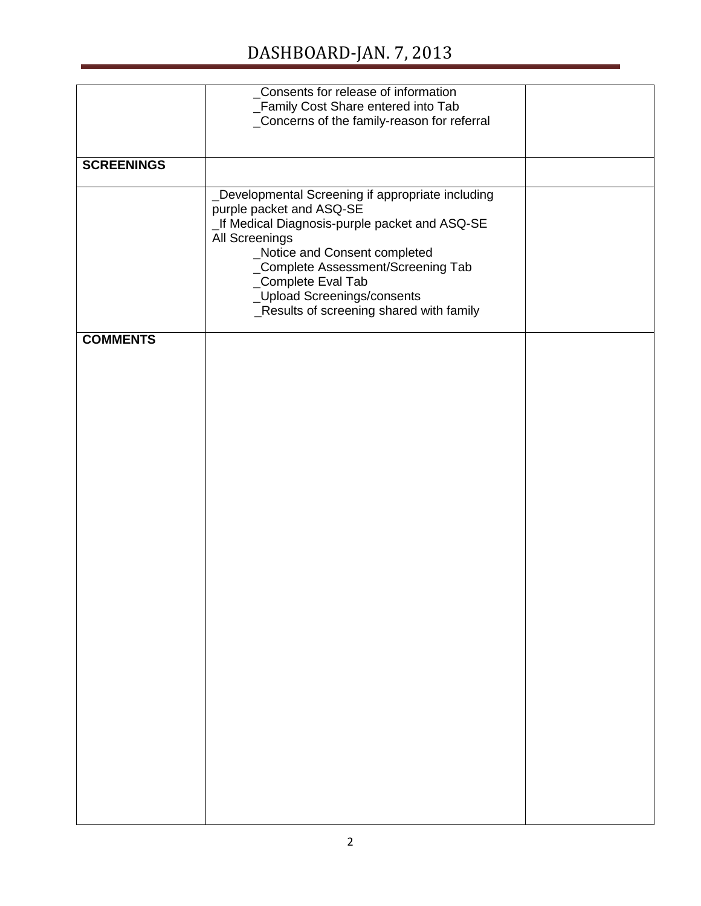| | | |
|---|---|---|
| | _Consents for release of information<br>_Family Cost Share entered into Tab<br>_Concerns of the family-reason for referral | |
| **SCREENINGS** | | |
| | _Developmental Screening if appropriate including purple packet and ASQ-SE<br>_If Medical Diagnosis-purple packet and ASQ-SE<br>All Screenings<br>_Notice and Consent completed<br>_Complete Assessment/Screening Tab<br>_Complete Eval Tab<br>_Upload Screenings/consents<br>_Results of screening shared with family | |
| **COMMENTS** | | |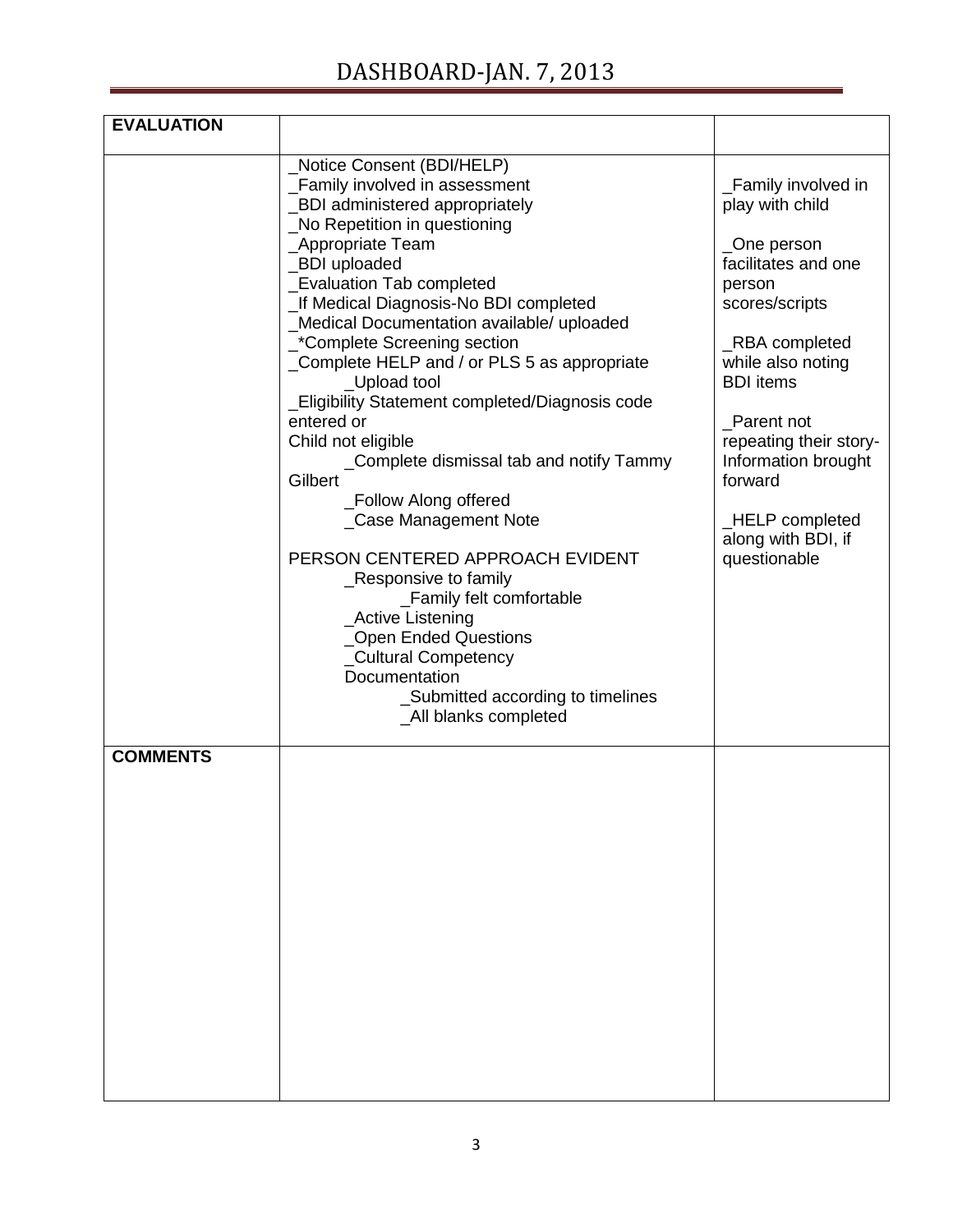# DASHBOARD-JAN. 7, 2013

| **EVALUATION** | | |
|---|---|---|
| | _Notice Consent (BDI/HELP)<br>_Family involved in assessment<br>_BDI administered appropriately<br>_No Repetition in questioning<br>_Appropriate Team<br>_BDI uploaded<br>_Evaluation Tab completed<br>_If Medical Diagnosis-No BDI completed<br>_Medical Documentation available/ uploaded<br>_*Complete Screening section<br>_Complete HELP and / or PLS 5 as appropriate<br>&nbsp;&nbsp;&nbsp;&nbsp;_Upload tool<br>_Eligibility Statement completed/Diagnosis code entered or<br>Child not eligible<br>&nbsp;&nbsp;&nbsp;&nbsp;_Complete dismissal tab and notify Tammy Gilbert<br>&nbsp;&nbsp;&nbsp;&nbsp;_Follow Along offered<br>&nbsp;&nbsp;&nbsp;&nbsp;_Case Management Note<br><br>PERSON CENTERED APPROACH EVIDENT<br>&nbsp;&nbsp;&nbsp;&nbsp;_Responsive to family<br>&nbsp;&nbsp;&nbsp;&nbsp;&nbsp;&nbsp;&nbsp;&nbsp;_Family felt comfortable<br>&nbsp;&nbsp;&nbsp;&nbsp;_Active Listening<br>&nbsp;&nbsp;&nbsp;&nbsp;_Open Ended Questions<br>&nbsp;&nbsp;&nbsp;&nbsp;_Cultural Competency<br>&nbsp;&nbsp;&nbsp;&nbsp;Documentation<br>&nbsp;&nbsp;&nbsp;&nbsp;&nbsp;&nbsp;&nbsp;&nbsp;_Submitted according to timelines<br>&nbsp;&nbsp;&nbsp;&nbsp;&nbsp;&nbsp;&nbsp;&nbsp;_All blanks completed | _Family involved in play with child<br><br>_One person facilitates and one person scores/scripts<br><br>_RBA completed while also noting BDI items<br><br>_Parent not repeating their story-Information brought forward<br><br>_HELP completed along with BDI, if questionable |
| **COMMENTS** | | |